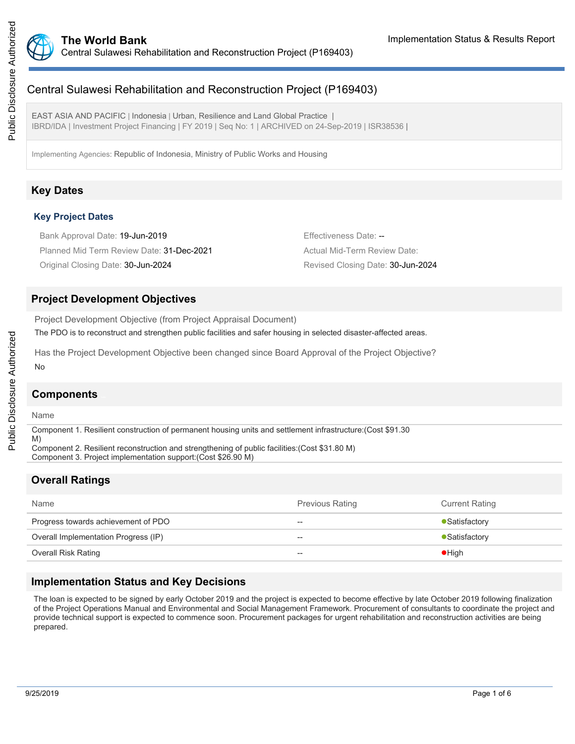# Central Sulawesi Rehabilitation and Reconstruction Project (P169403)

EAST ASIA AND PACIFIC | Indonesia | Urban, Resilience and Land Global Practice |
IBRD/IDA | Investment Project Financing | FY 2019 | Seq No: 1 | ARCHIVED on 24-Sep-2019 | ISR38536 |

Implementing Agencies: Republic of Indonesia, Ministry of Public Works and Housing

## Key Dates

### Key Project Dates

Bank Approval Date: 19-Jun-2019

Effectiveness Date: --

Planned Mid Term Review Date: 31-Dec-2021

Actual Mid-Term Review Date:

Original Closing Date: 30-Jun-2024

Revised Closing Date: 30-Jun-2024

## Project Development Objectives

Project Development Objective (from Project Appraisal Document)

The PDO is to reconstruct and strengthen public facilities and safer housing in selected disaster-affected areas.

Has the Project Development Objective been changed since Board Approval of the Project Objective?

No

## Components

| Name |
|---|
| Component 1. Resilient construction of permanent housing units and settlement infrastructure:(Cost $91.30 M) |
| Component 2. Resilient reconstruction and strengthening of public facilities:(Cost $31.80 M) |
| Component 3. Project implementation support:(Cost $26.90 M) |

## Overall Ratings

| Name | Previous Rating | Current Rating |
|---|---|---|
| Progress towards achievement of PDO | -- | Satisfactory |
| Overall Implementation Progress (IP) | -- | Satisfactory |
| Overall Risk Rating | -- | High |

## Implementation Status and Key Decisions

The loan is expected to be signed by early October 2019 and the project is expected to become effective by late October 2019 following finalization of the Project Operations Manual and Environmental and Social Management Framework. Procurement of consultants to coordinate the project and provide technical support is expected to commence soon. Procurement packages for urgent rehabilitation and reconstruction activities are being prepared.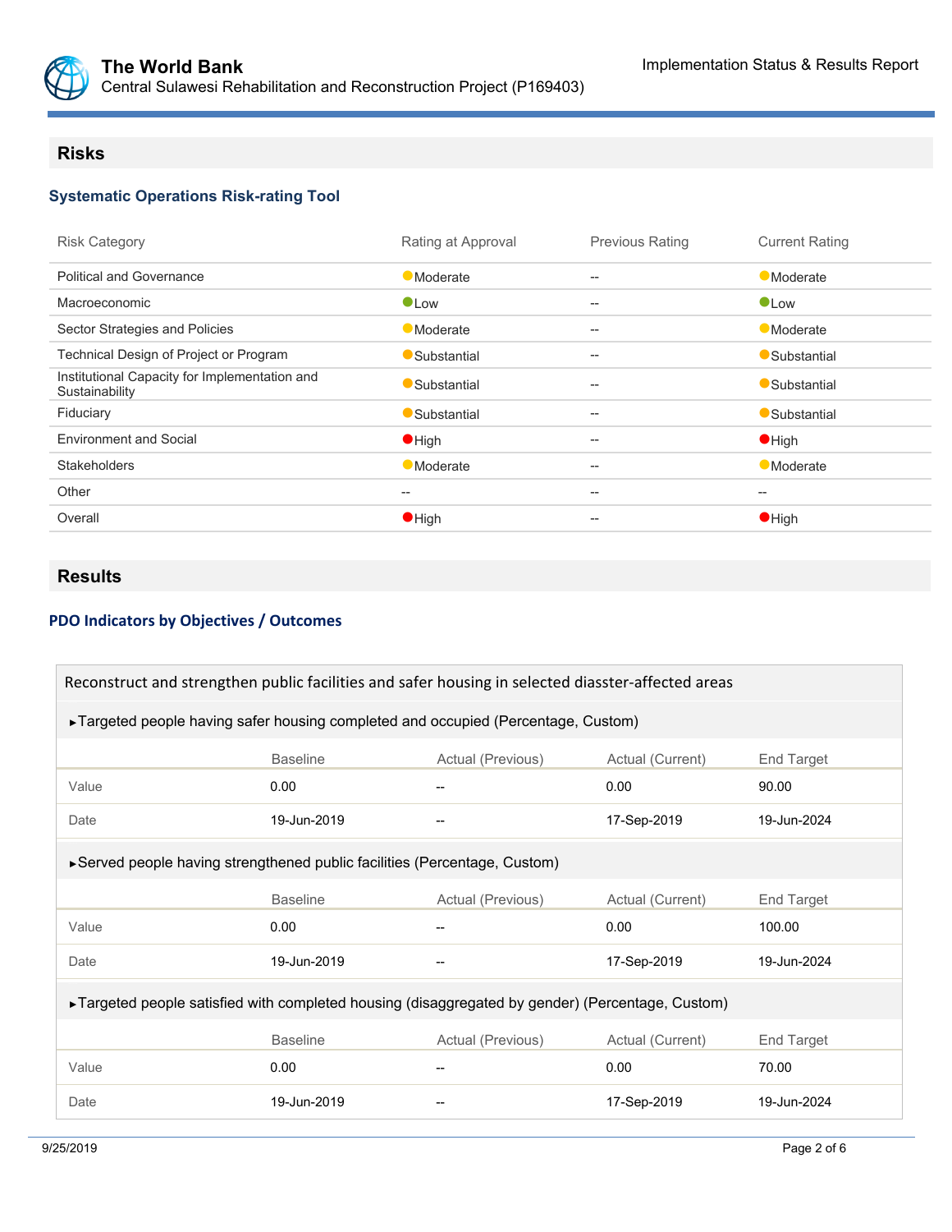## Risks

### Systematic Operations Risk-rating Tool

| Risk Category | Rating at Approval | Previous Rating | Current Rating |
| --- | --- | --- | --- |
| Political and Governance | Moderate | -- | Moderate |
| Macroeconomic | Low | -- | Low |
| Sector Strategies and Policies | Moderate | -- | Moderate |
| Technical Design of Project or Program | Substantial | -- | Substantial |
| Institutional Capacity for Implementation and Sustainability | Substantial | -- | Substantial |
| Fiduciary | Substantial | -- | Substantial |
| Environment and Social | High | -- | High |
| Stakeholders | Moderate | -- | Moderate |
| Other | -- | -- | -- |
| Overall | High | -- | High |

## Results

### PDO Indicators by Objectives / Outcomes

**Reconstruct and strengthen public facilities and safer housing in selected diasster-affected areas**

►Targeted people having safer housing completed and occupied (Percentage, Custom)

| | Baseline | Actual (Previous) | Actual (Current) | End Target |
| --- | --- | --- | --- | --- |
| Value | 0.00 | -- | 0.00 | 90.00 |
| Date | 19-Jun-2019 | -- | 17-Sep-2019 | 19-Jun-2024 |

►Served people having strengthened public facilities (Percentage, Custom)

| | Baseline | Actual (Previous) | Actual (Current) | End Target |
| --- | --- | --- | --- | --- |
| Value | 0.00 | -- | 0.00 | 100.00 |
| Date | 19-Jun-2019 | -- | 17-Sep-2019 | 19-Jun-2024 |

►Targeted people satisfied with completed housing (disaggregated by gender) (Percentage, Custom)

| | Baseline | Actual (Previous) | Actual (Current) | End Target |
| --- | --- | --- | --- | --- |
| Value | 0.00 | -- | 0.00 | 70.00 |
| Date | 19-Jun-2019 | -- | 17-Sep-2019 | 19-Jun-2024 |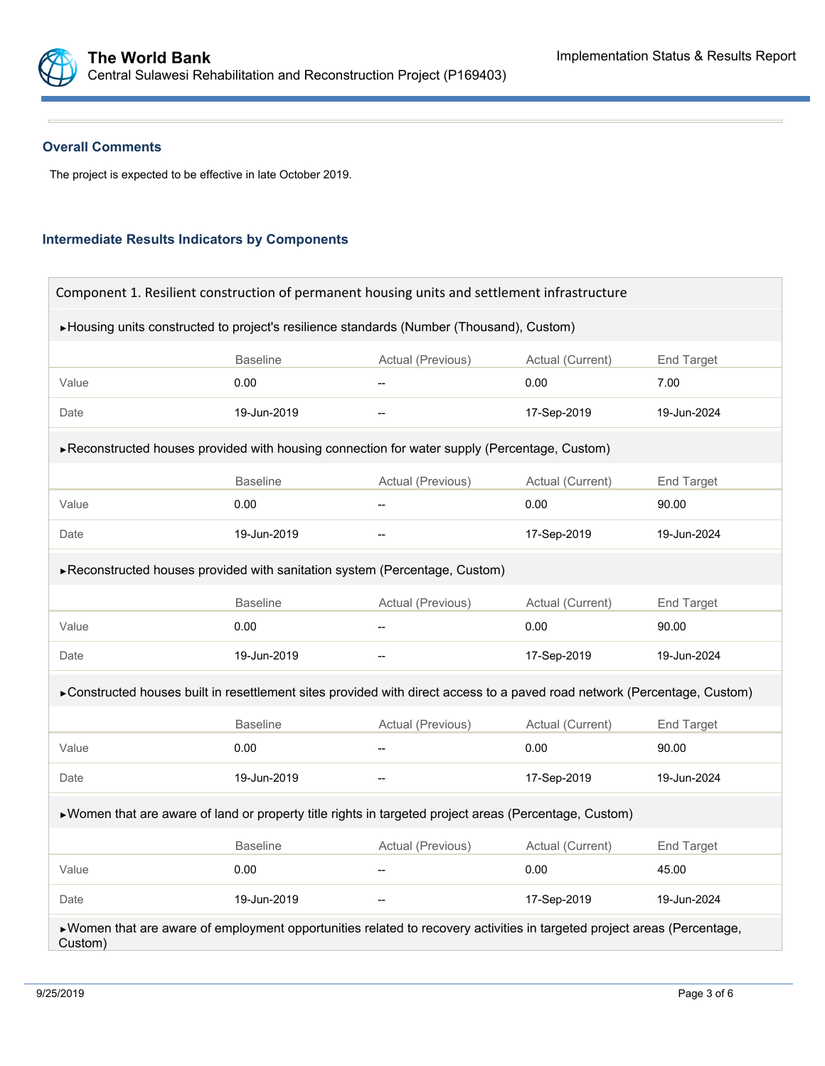### Overall Comments

The project is expected to be effective in late October 2019.

### Intermediate Results Indicators by Components

**Component 1. Resilient construction of permanent housing units and settlement infrastructure**

►Housing units constructed to project's resilience standards (Number (Thousand), Custom)

| | Baseline | Actual (Previous) | Actual (Current) | End Target |
|---|---|---|---|---|
| Value | 0.00 | -- | 0.00 | 7.00 |
| Date | 19-Jun-2019 | -- | 17-Sep-2019 | 19-Jun-2024 |

►Reconstructed houses provided with housing connection for water supply (Percentage, Custom)

| | Baseline | Actual (Previous) | Actual (Current) | End Target |
|---|---|---|---|---|
| Value | 0.00 | -- | 0.00 | 90.00 |
| Date | 19-Jun-2019 | -- | 17-Sep-2019 | 19-Jun-2024 |

►Reconstructed houses provided with sanitation system (Percentage, Custom)

| | Baseline | Actual (Previous) | Actual (Current) | End Target |
|---|---|---|---|---|
| Value | 0.00 | -- | 0.00 | 90.00 |
| Date | 19-Jun-2019 | -- | 17-Sep-2019 | 19-Jun-2024 |

►Constructed houses built in resettlement sites provided with direct access to a paved road network (Percentage, Custom)

| | Baseline | Actual (Previous) | Actual (Current) | End Target |
|---|---|---|---|---|
| Value | 0.00 | -- | 0.00 | 90.00 |
| Date | 19-Jun-2019 | -- | 17-Sep-2019 | 19-Jun-2024 |

►Women that are aware of land or property title rights in targeted project areas (Percentage, Custom)

| | Baseline | Actual (Previous) | Actual (Current) | End Target |
|---|---|---|---|---|
| Value | 0.00 | -- | 0.00 | 45.00 |
| Date | 19-Jun-2019 | -- | 17-Sep-2019 | 19-Jun-2024 |

►Women that are aware of employment opportunities related to recovery activities in targeted project areas (Percentage, Custom)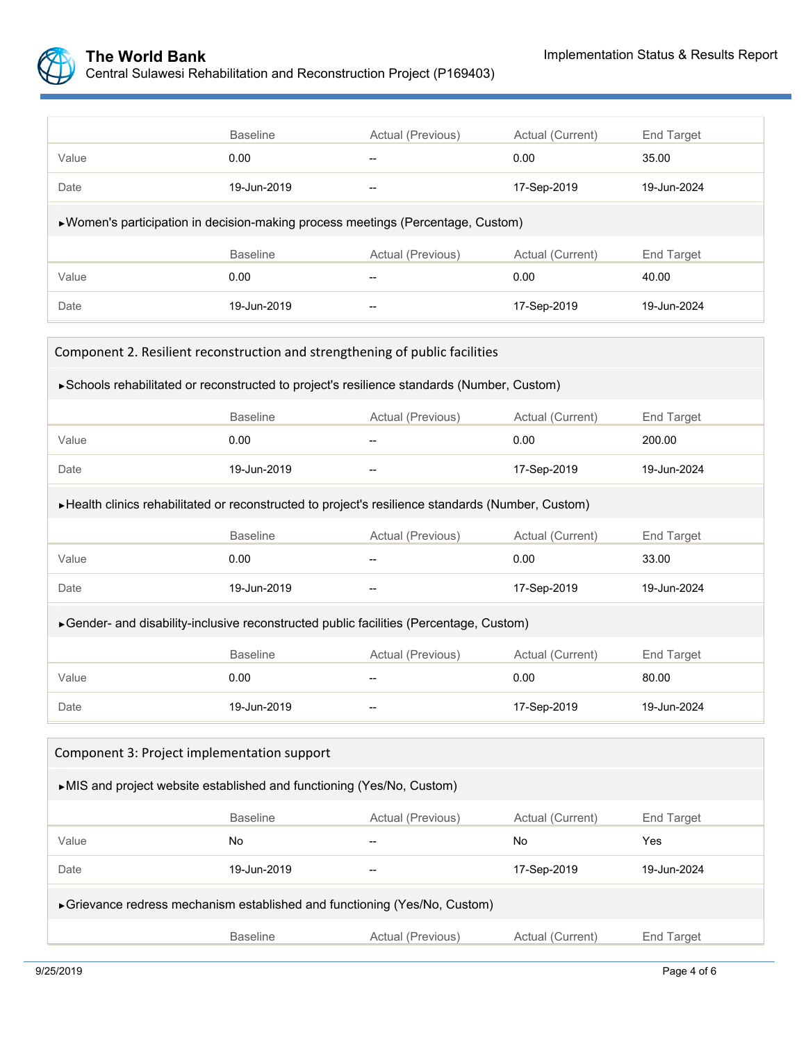| | Baseline | Actual (Previous) | Actual (Current) | End Target |
|---|---|---|---|---|
| Value | 0.00 | -- | 0.00 | 35.00 |
| Date | 19-Jun-2019 | -- | 17-Sep-2019 | 19-Jun-2024 |

►Women's participation in decision-making process meetings (Percentage, Custom)

| | Baseline | Actual (Previous) | Actual (Current) | End Target |
|---|---|---|---|---|
| Value | 0.00 | -- | 0.00 | 40.00 |
| Date | 19-Jun-2019 | -- | 17-Sep-2019 | 19-Jun-2024 |

### Component 2. Resilient reconstruction and strengthening of public facilities

►Schools rehabilitated or reconstructed to project's resilience standards (Number, Custom)

| | Baseline | Actual (Previous) | Actual (Current) | End Target |
|---|---|---|---|---|
| Value | 0.00 | -- | 0.00 | 200.00 |
| Date | 19-Jun-2019 | -- | 17-Sep-2019 | 19-Jun-2024 |

►Health clinics rehabilitated or reconstructed to project's resilience standards (Number, Custom)

| | Baseline | Actual (Previous) | Actual (Current) | End Target |
|---|---|---|---|---|
| Value | 0.00 | -- | 0.00 | 33.00 |
| Date | 19-Jun-2019 | -- | 17-Sep-2019 | 19-Jun-2024 |

►Gender- and disability-inclusive reconstructed public facilities (Percentage, Custom)

| | Baseline | Actual (Previous) | Actual (Current) | End Target |
|---|---|---|---|---|
| Value | 0.00 | -- | 0.00 | 80.00 |
| Date | 19-Jun-2019 | -- | 17-Sep-2019 | 19-Jun-2024 |

### Component 3: Project implementation support

►MIS and project website established and functioning (Yes/No, Custom)

| | Baseline | Actual (Previous) | Actual (Current) | End Target |
|---|---|---|---|---|
| Value | No | -- | No | Yes |
| Date | 19-Jun-2019 | -- | 17-Sep-2019 | 19-Jun-2024 |

►Grievance redress mechanism established and functioning (Yes/No, Custom)

| | Baseline | Actual (Previous) | Actual (Current) | End Target |
|---|---|---|---|---|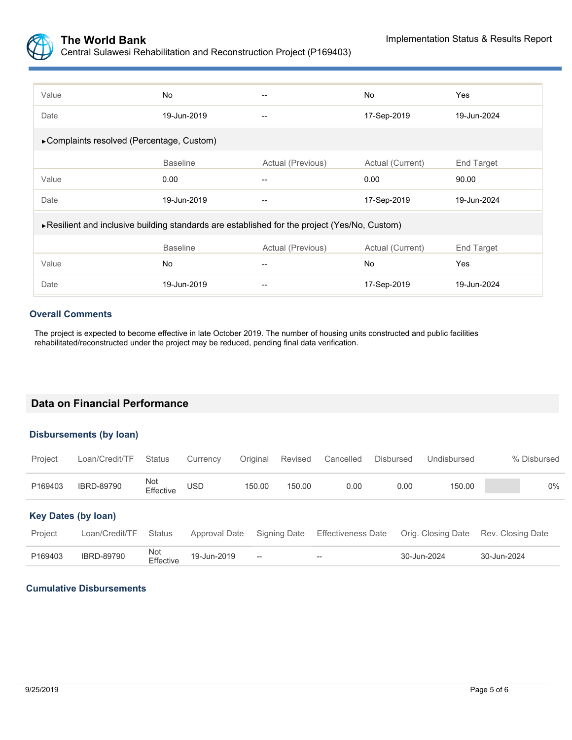| | Baseline | Actual (Previous) | Actual (Current) | End Target |
|---|---|---|---|---|
| Value | No | -- | No | Yes |
| Date | 19-Jun-2019 | -- | 17-Sep-2019 | 19-Jun-2024 |

►Complaints resolved (Percentage, Custom)

| | Baseline | Actual (Previous) | Actual (Current) | End Target |
|---|---|---|---|---|
| Value | 0.00 | -- | 0.00 | 90.00 |
| Date | 19-Jun-2019 | -- | 17-Sep-2019 | 19-Jun-2024 |

►Resilient and inclusive building standards are established for the project (Yes/No, Custom)

| | Baseline | Actual (Previous) | Actual (Current) | End Target |
|---|---|---|---|---|
| Value | No | -- | No | Yes |
| Date | 19-Jun-2019 | -- | 17-Sep-2019 | 19-Jun-2024 |

### Overall Comments

The project is expected to become effective in late October 2019. The number of housing units constructed and public facilities rehabilitated/reconstructed under the project may be reduced, pending final data verification.

## Data on Financial Performance

### Disbursements (by loan)

| Project | Loan/Credit/TF | Status | Currency | Original | Revised | Cancelled | Disbursed | Undisbursed | % Disbursed |
|---|---|---|---|---|---|---|---|---|---|
| P169403 | IBRD-89790 | Not Effective | USD | 150.00 | 150.00 | 0.00 | 0.00 | 150.00 | 0% |

### Key Dates (by loan)

| Project | Loan/Credit/TF | Status | Approval Date | Signing Date | Effectiveness Date | Orig. Closing Date | Rev. Closing Date |
|---|---|---|---|---|---|---|---|
| P169403 | IBRD-89790 | Not Effective | 19-Jun-2019 | -- | -- | 30-Jun-2024 | 30-Jun-2024 |

### Cumulative Disbursements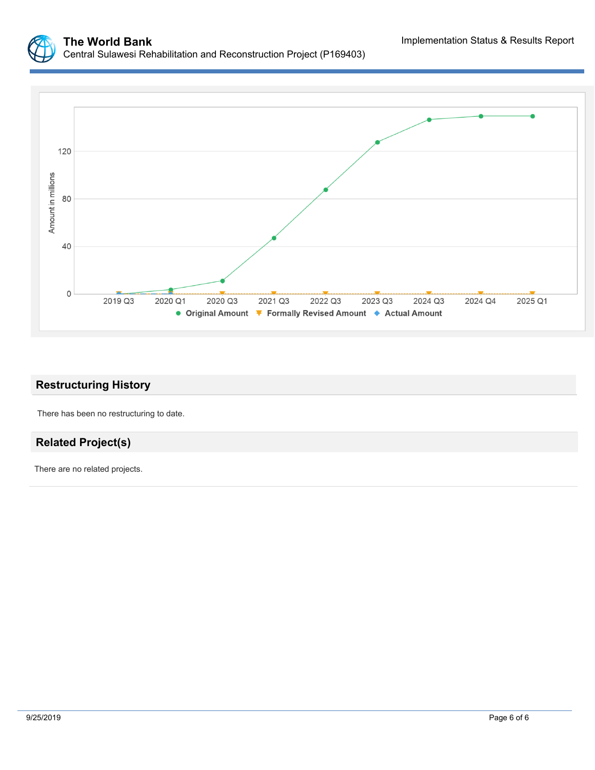Amount in millions

120

80

40

0

2019 Q3 2020 Q1 2020 Q3 2021 Q3 2022 Q3 2023 Q3 2024 Q3 2024 Q4 2025 Q1

Original Amount Formally Revised Amount Actual Amount

## Restructuring History

There has been no restructuring to date.

## Related Project(s)

There are no related projects.